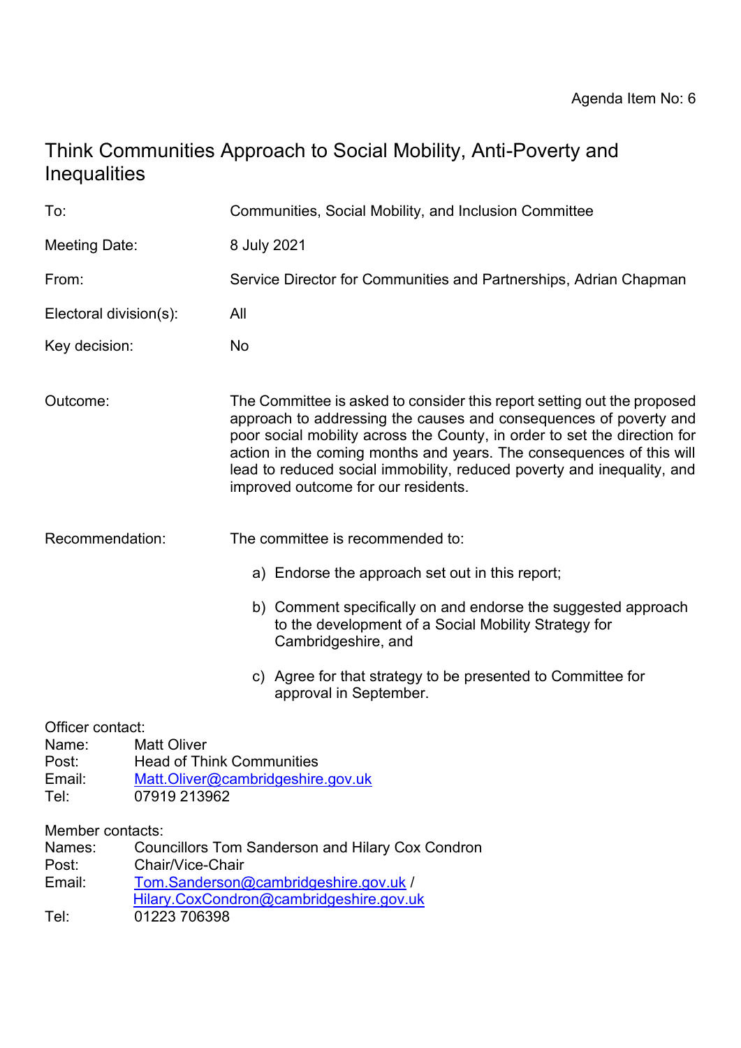Agenda Item No: 6

# Think Communities Approach to Social Mobility, Anti-Poverty and Inequalities

| | |
|---|---|
| To: | Communities, Social Mobility, and Inclusion Committee |
| Meeting Date: | 8 July 2021 |
| From: | Service Director for Communities and Partnerships, Adrian Chapman |
| Electoral division(s): | All |
| Key decision: | No |
| Outcome: | The Committee is asked to consider this report setting out the proposed approach to addressing the causes and consequences of poverty and poor social mobility across the County, in order to set the direction for action in the coming months and years. The consequences of this will lead to reduced social immobility, reduced poverty and inequality, and improved outcome for our residents. |

Recommendation: The committee is recommended to:

a) Endorse the approach set out in this report;

b) Comment specifically on and endorse the suggested approach to the development of a Social Mobility Strategy for Cambridgeshire, and

c) Agree for that strategy to be presented to Committee for approval in September.

Officer contact:
Name: Matt Oliver
Post: Head of Think Communities
Email: Matt.Oliver@cambridgeshire.gov.uk
Tel: 07919 213962

Member contacts:
Names: Councillors Tom Sanderson and Hilary Cox Condron
Post: Chair/Vice-Chair
Email: Tom.Sanderson@cambridgeshire.gov.uk / Hilary.CoxCondron@cambridgeshire.gov.uk
Tel: 01223 706398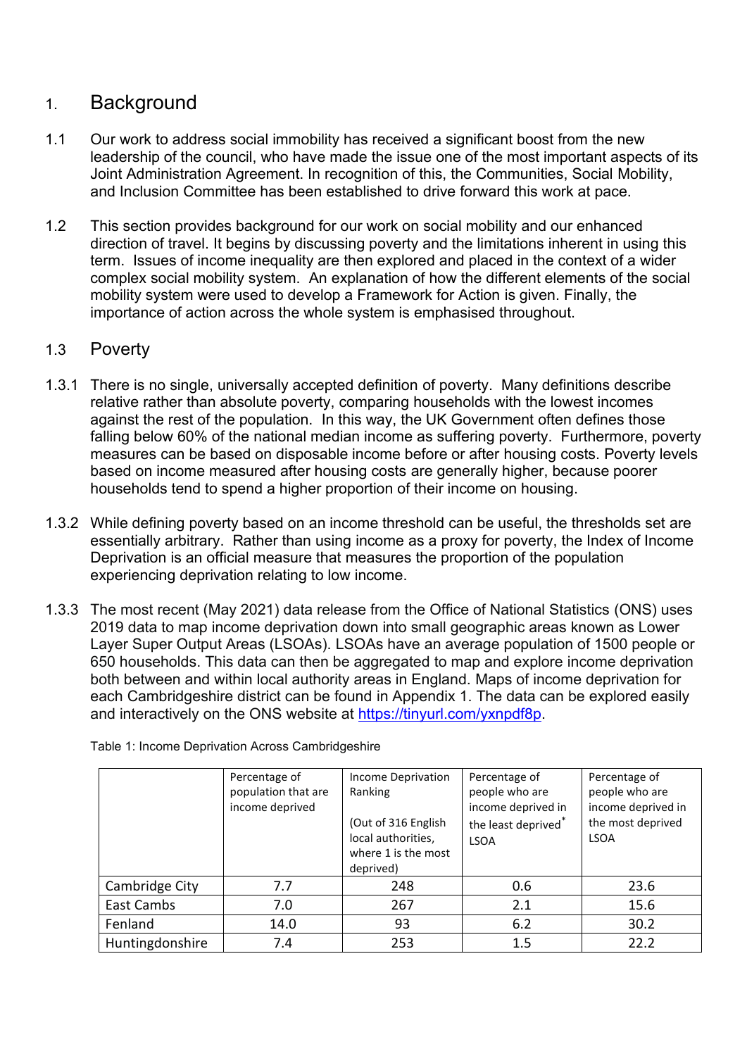# 1. Background

1.1 Our work to address social immobility has received a significant boost from the new leadership of the council, who have made the issue one of the most important aspects of its Joint Administration Agreement. In recognition of this, the Communities, Social Mobility, and Inclusion Committee has been established to drive forward this work at pace.

1.2 This section provides background for our work on social mobility and our enhanced direction of travel. It begins by discussing poverty and the limitations inherent in using this term. Issues of income inequality are then explored and placed in the context of a wider complex social mobility system. An explanation of how the different elements of the social mobility system were used to develop a Framework for Action is given. Finally, the importance of action across the whole system is emphasised throughout.

## 1.3 Poverty

1.3.1 There is no single, universally accepted definition of poverty. Many definitions describe relative rather than absolute poverty, comparing households with the lowest incomes against the rest of the population. In this way, the UK Government often defines those falling below 60% of the national median income as suffering poverty. Furthermore, poverty measures can be based on disposable income before or after housing costs. Poverty levels based on income measured after housing costs are generally higher, because poorer households tend to spend a higher proportion of their income on housing.

1.3.2 While defining poverty based on an income threshold can be useful, the thresholds set are essentially arbitrary. Rather than using income as a proxy for poverty, the Index of Income Deprivation is an official measure that measures the proportion of the population experiencing deprivation relating to low income.

1.3.3 The most recent (May 2021) data release from the Office of National Statistics (ONS) uses 2019 data to map income deprivation down into small geographic areas known as Lower Layer Super Output Areas (LSOAs). LSOAs have an average population of 1500 people or 650 households. This data can then be aggregated to map and explore income deprivation both between and within local authority areas in England. Maps of income deprivation for each Cambridgeshire district can be found in Appendix 1. The data can be explored easily and interactively on the ONS website at https://tinyurl.com/yxnpdf8p.

Table 1: Income Deprivation Across Cambridgeshire

| | Percentage of population that are income deprived | Income Deprivation Ranking (Out of 316 English local authorities, where 1 is the most deprived) | Percentage of people who are income deprived in the least deprived* LSOA | Percentage of people who are income deprived in the most deprived LSOA |
|---|---|---|---|---|
| Cambridge City | 7.7 | 248 | 0.6 | 23.6 |
| East Cambs | 7.0 | 267 | 2.1 | 15.6 |
| Fenland | 14.0 | 93 | 6.2 | 30.2 |
| Huntingdonshire | 7.4 | 253 | 1.5 | 22.2 |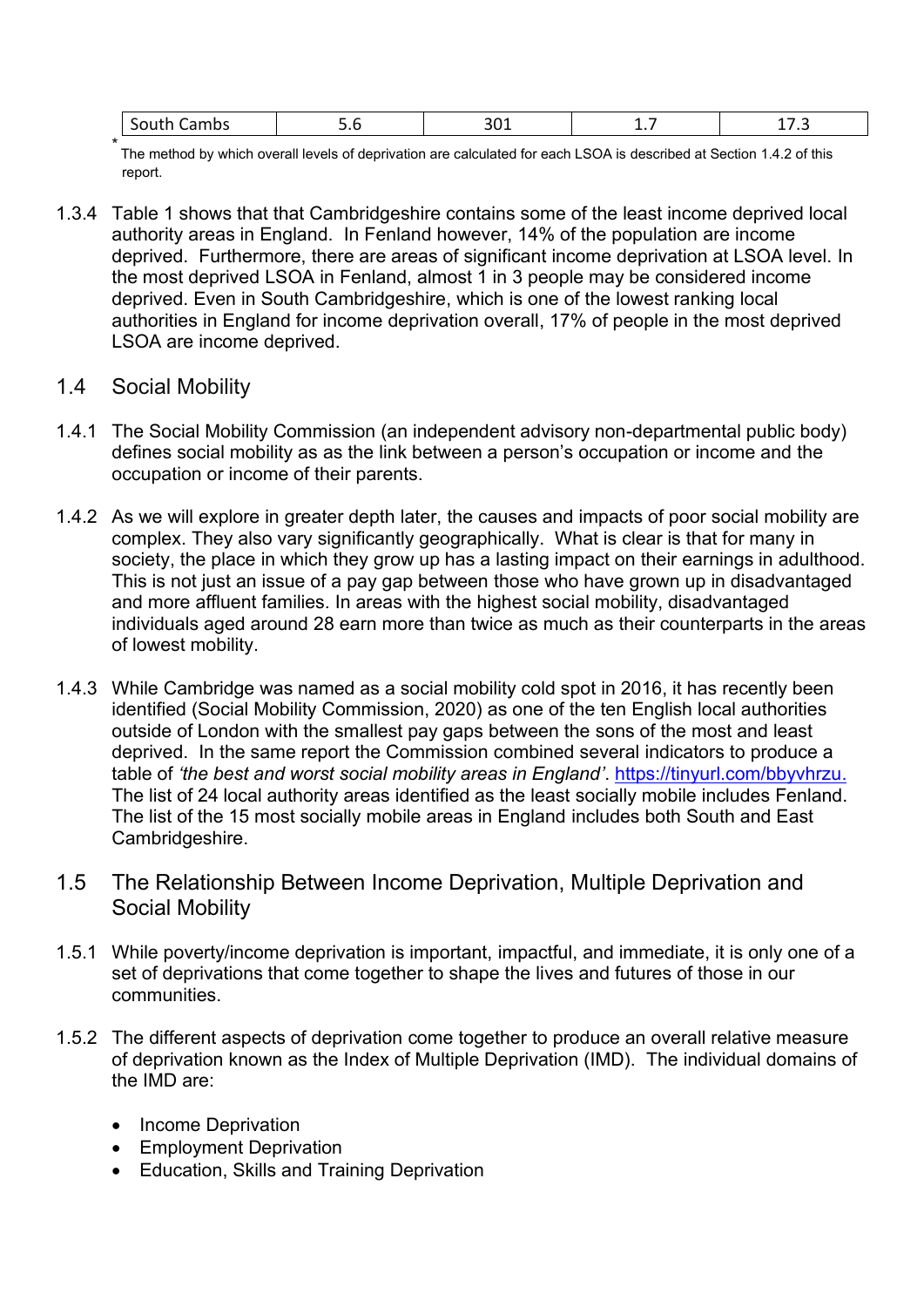| South Cambs | 5.6 | 301 | 1.7 | 17.3 |
|---|---|---|---|---|

* The method by which overall levels of deprivation are calculated for each LSOA is described at Section 1.4.2 of this report.

1.3.4 Table 1 shows that that Cambridgeshire contains some of the least income deprived local authority areas in England. In Fenland however, 14% of the population are income deprived. Furthermore, there are areas of significant income deprivation at LSOA level. In the most deprived LSOA in Fenland, almost 1 in 3 people may be considered income deprived. Even in South Cambridgeshire, which is one of the lowest ranking local authorities in England for income deprivation overall, 17% of people in the most deprived LSOA are income deprived.

## 1.4 Social Mobility

1.4.1 The Social Mobility Commission (an independent advisory non-departmental public body) defines social mobility as as the link between a person's occupation or income and the occupation or income of their parents.

1.4.2 As we will explore in greater depth later, the causes and impacts of poor social mobility are complex. They also vary significantly geographically. What is clear is that for many in society, the place in which they grow up has a lasting impact on their earnings in adulthood. This is not just an issue of a pay gap between those who have grown up in disadvantaged and more affluent families. In areas with the highest social mobility, disadvantaged individuals aged around 28 earn more than twice as much as their counterparts in the areas of lowest mobility.

1.4.3 While Cambridge was named as a social mobility cold spot in 2016, it has recently been identified (Social Mobility Commission, 2020) as one of the ten English local authorities outside of London with the smallest pay gaps between the sons of the most and least deprived. In the same report the Commission combined several indicators to produce a table of *'the best and worst social mobility areas in England'*. https://tinyurl.com/bbyvhrzu. The list of 24 local authority areas identified as the least socially mobile includes Fenland. The list of the 15 most socially mobile areas in England includes both South and East Cambridgeshire.

## 1.5 The Relationship Between Income Deprivation, Multiple Deprivation and Social Mobility

1.5.1 While poverty/income deprivation is important, impactful, and immediate, it is only one of a set of deprivations that come together to shape the lives and futures of those in our communities.

1.5.2 The different aspects of deprivation come together to produce an overall relative measure of deprivation known as the Index of Multiple Deprivation (IMD). The individual domains of the IMD are:

- Income Deprivation
- Employment Deprivation
- Education, Skills and Training Deprivation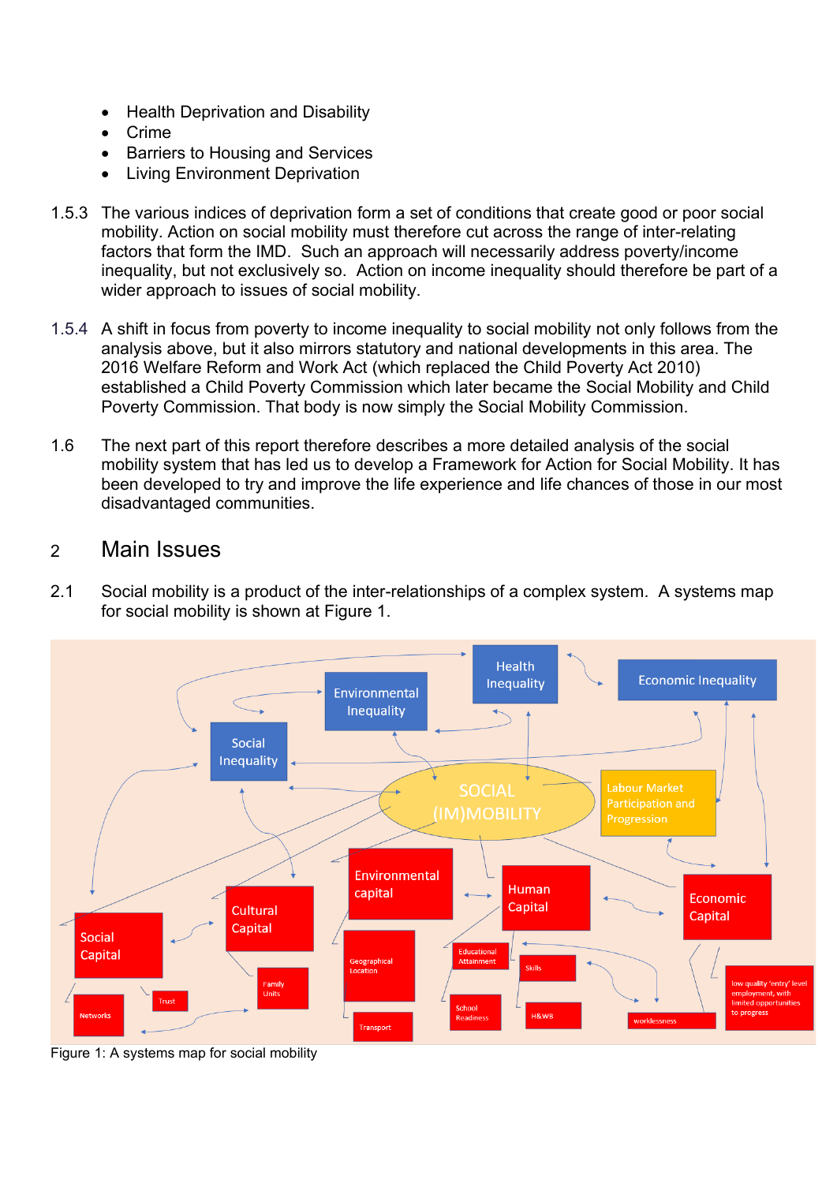- Health Deprivation and Disability
- Crime
- Barriers to Housing and Services
- Living Environment Deprivation

1.5.3 The various indices of deprivation form a set of conditions that create good or poor social mobility. Action on social mobility must therefore cut across the range of inter-relating factors that form the IMD. Such an approach will necessarily address poverty/income inequality, but not exclusively so. Action on income inequality should therefore be part of a wider approach to issues of social mobility.

1.5.4 A shift in focus from poverty to income inequality to social mobility not only follows from the analysis above, but it also mirrors statutory and national developments in this area. The 2016 Welfare Reform and Work Act (which replaced the Child Poverty Act 2010) established a Child Poverty Commission which later became the Social Mobility and Child Poverty Commission. That body is now simply the Social Mobility Commission.

1.6 The next part of this report therefore describes a more detailed analysis of the social mobility system that has led us to develop a Framework for Action for Social Mobility. It has been developed to try and improve the life experience and life chances of those in our most disadvantaged communities.

## 2 Main Issues

2.1 Social mobility is a product of the inter-relationships of a complex system. A systems map for social mobility is shown at Figure 1.

Figure 1: A systems map for social mobility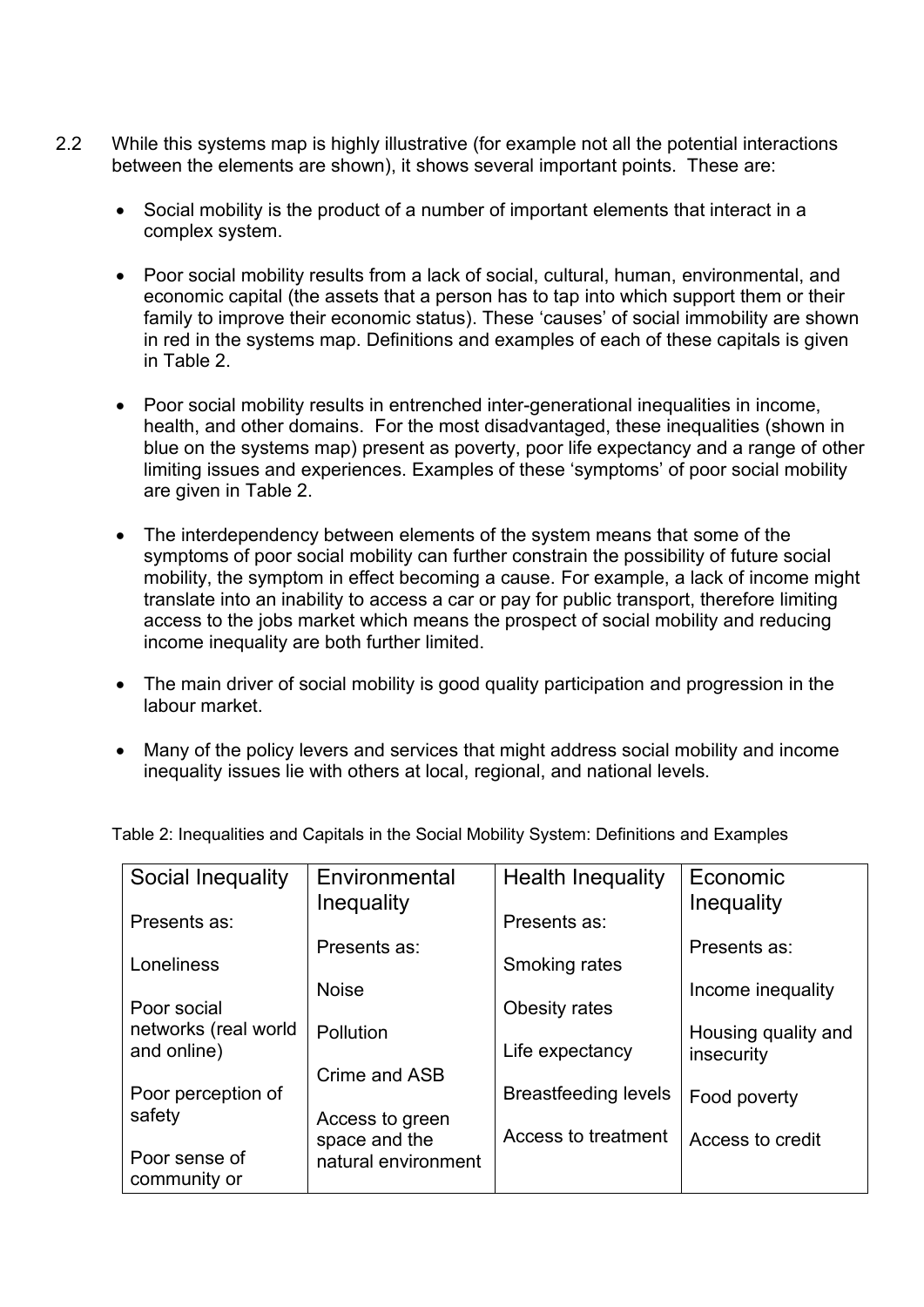2.2 While this systems map is highly illustrative (for example not all the potential interactions between the elements are shown), it shows several important points. These are:

- Social mobility is the product of a number of important elements that interact in a complex system.
- Poor social mobility results from a lack of social, cultural, human, environmental, and economic capital (the assets that a person has to tap into which support them or their family to improve their economic status). These 'causes' of social immobility are shown in red in the systems map. Definitions and examples of each of these capitals is given in Table 2.
- Poor social mobility results in entrenched inter-generational inequalities in income, health, and other domains. For the most disadvantaged, these inequalities (shown in blue on the systems map) present as poverty, poor life expectancy and a range of other limiting issues and experiences. Examples of these 'symptoms' of poor social mobility are given in Table 2.
- The interdependency between elements of the system means that some of the symptoms of poor social mobility can further constrain the possibility of future social mobility, the symptom in effect becoming a cause. For example, a lack of income might translate into an inability to access a car or pay for public transport, therefore limiting access to the jobs market which means the prospect of social mobility and reducing income inequality are both further limited.
- The main driver of social mobility is good quality participation and progression in the labour market.
- Many of the policy levers and services that might address social mobility and income inequality issues lie with others at local, regional, and national levels.

Table 2: Inequalities and Capitals in the Social Mobility System: Definitions and Examples

| Social Inequality | Environmental Inequality | Health Inequality | Economic Inequality |
|---|---|---|---|
| Presents as:<br><br>Loneliness<br><br>Poor social networks (real world and online)<br><br>Poor perception of safety<br><br>Poor sense of community or | Presents as:<br><br>Noise<br><br>Pollution<br><br>Crime and ASB<br><br>Access to green space and the natural environment | Presents as:<br><br>Smoking rates<br><br>Obesity rates<br><br>Life expectancy<br><br>Breastfeeding levels<br><br>Access to treatment | Presents as:<br><br>Income inequality<br><br>Housing quality and insecurity<br><br>Food poverty<br><br>Access to credit |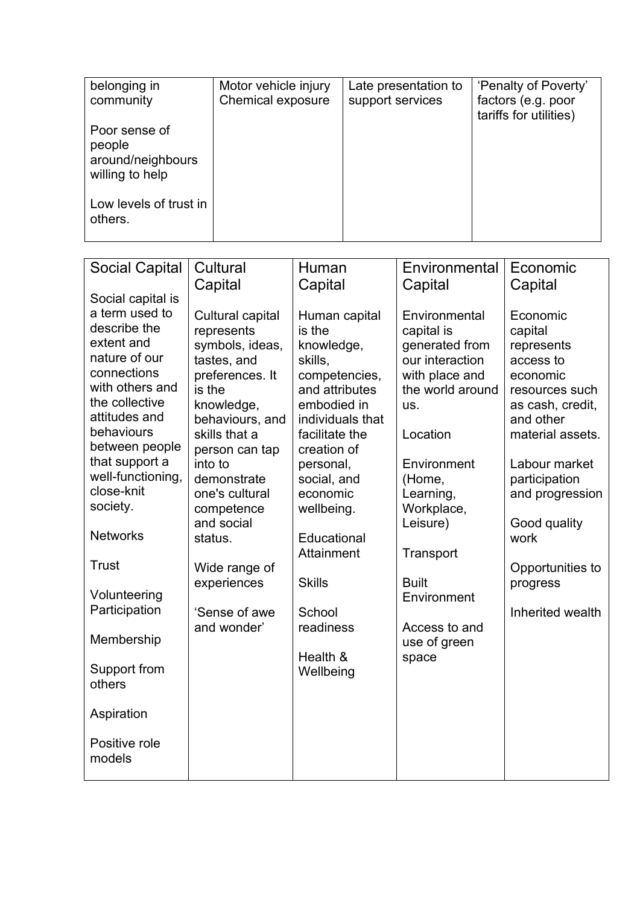| | | | |
|---|---|---|---|
| belonging in community<br><br>Poor sense of people around/neighbours willing to help<br><br>Low levels of trust in others. | Motor vehicle injury<br>Chemical exposure | Late presentation to support services | 'Penalty of Poverty' factors (e.g. poor tariffs for utilities) |

| Social Capital | Cultural Capital | Human Capital | Environmental Capital | Economic Capital |
|---|---|---|---|---|
| Social capital is a term used to describe the extent and nature of our connections with others and the collective attitudes and behaviours between people that support a well-functioning, close-knit society.<br><br>Networks<br><br>Trust<br><br>Volunteering Participation<br><br>Membership<br><br>Support from others<br><br>Aspiration<br><br>Positive role models | Cultural capital represents symbols, ideas, tastes, and preferences. It is the knowledge, behaviours, and skills that a person can tap into to demonstrate one's cultural competence and social status.<br><br>Wide range of experiences<br><br>'Sense of awe and wonder' | Human capital is the knowledge, skills, competencies, and attributes embodied in individuals that facilitate the creation of personal, social, and economic wellbeing.<br><br>Educational Attainment<br><br>Skills<br><br>School readiness<br><br>Health & Wellbeing | Environmental capital is generated from our interaction with place and the world around us.<br><br>Location<br><br>Environment (Home, Learning, Workplace, Leisure)<br><br>Transport<br><br>Built Environment<br><br>Access to and use of green space | Economic capital represents access to economic resources such as cash, credit, and other material assets.<br><br>Labour market participation and progression<br><br>Good quality work<br><br>Opportunities to progress<br><br>Inherited wealth |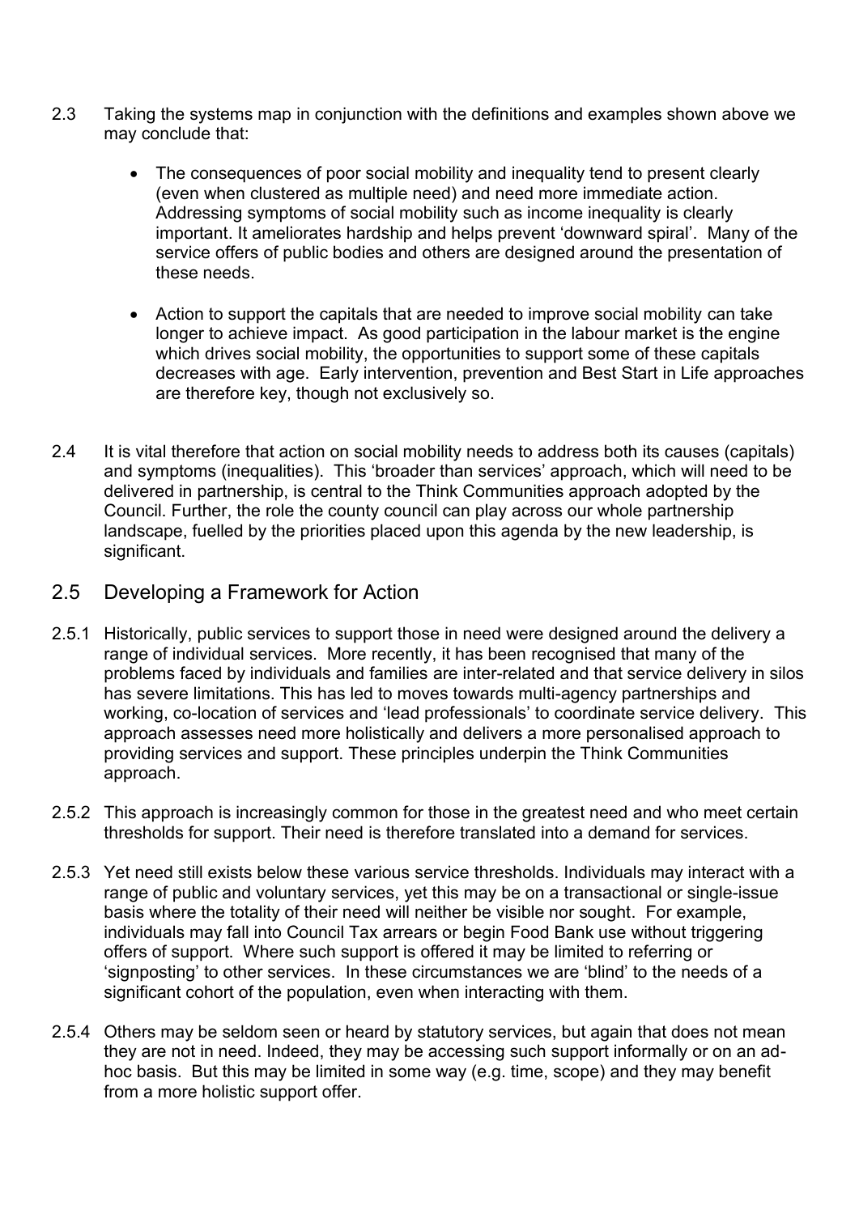2.3 Taking the systems map in conjunction with the definitions and examples shown above we may conclude that:

- The consequences of poor social mobility and inequality tend to present clearly (even when clustered as multiple need) and need more immediate action. Addressing symptoms of social mobility such as income inequality is clearly important. It ameliorates hardship and helps prevent 'downward spiral'. Many of the service offers of public bodies and others are designed around the presentation of these needs.

- Action to support the capitals that are needed to improve social mobility can take longer to achieve impact. As good participation in the labour market is the engine which drives social mobility, the opportunities to support some of these capitals decreases with age. Early intervention, prevention and Best Start in Life approaches are therefore key, though not exclusively so.

2.4 It is vital therefore that action on social mobility needs to address both its causes (capitals) and symptoms (inequalities). This 'broader than services' approach, which will need to be delivered in partnership, is central to the Think Communities approach adopted by the Council. Further, the role the county council can play across our whole partnership landscape, fuelled by the priorities placed upon this agenda by the new leadership, is significant.

## 2.5 Developing a Framework for Action

2.5.1 Historically, public services to support those in need were designed around the delivery a range of individual services. More recently, it has been recognised that many of the problems faced by individuals and families are inter-related and that service delivery in silos has severe limitations. This has led to moves towards multi-agency partnerships and working, co-location of services and 'lead professionals' to coordinate service delivery. This approach assesses need more holistically and delivers a more personalised approach to providing services and support. These principles underpin the Think Communities approach.

2.5.2 This approach is increasingly common for those in the greatest need and who meet certain thresholds for support. Their need is therefore translated into a demand for services.

2.5.3 Yet need still exists below these various service thresholds. Individuals may interact with a range of public and voluntary services, yet this may be on a transactional or single-issue basis where the totality of their need will neither be visible nor sought. For example, individuals may fall into Council Tax arrears or begin Food Bank use without triggering offers of support. Where such support is offered it may be limited to referring or 'signposting' to other services. In these circumstances we are 'blind' to the needs of a significant cohort of the population, even when interacting with them.

2.5.4 Others may be seldom seen or heard by statutory services, but again that does not mean they are not in need. Indeed, they may be accessing such support informally or on an ad-hoc basis. But this may be limited in some way (e.g. time, scope) and they may benefit from a more holistic support offer.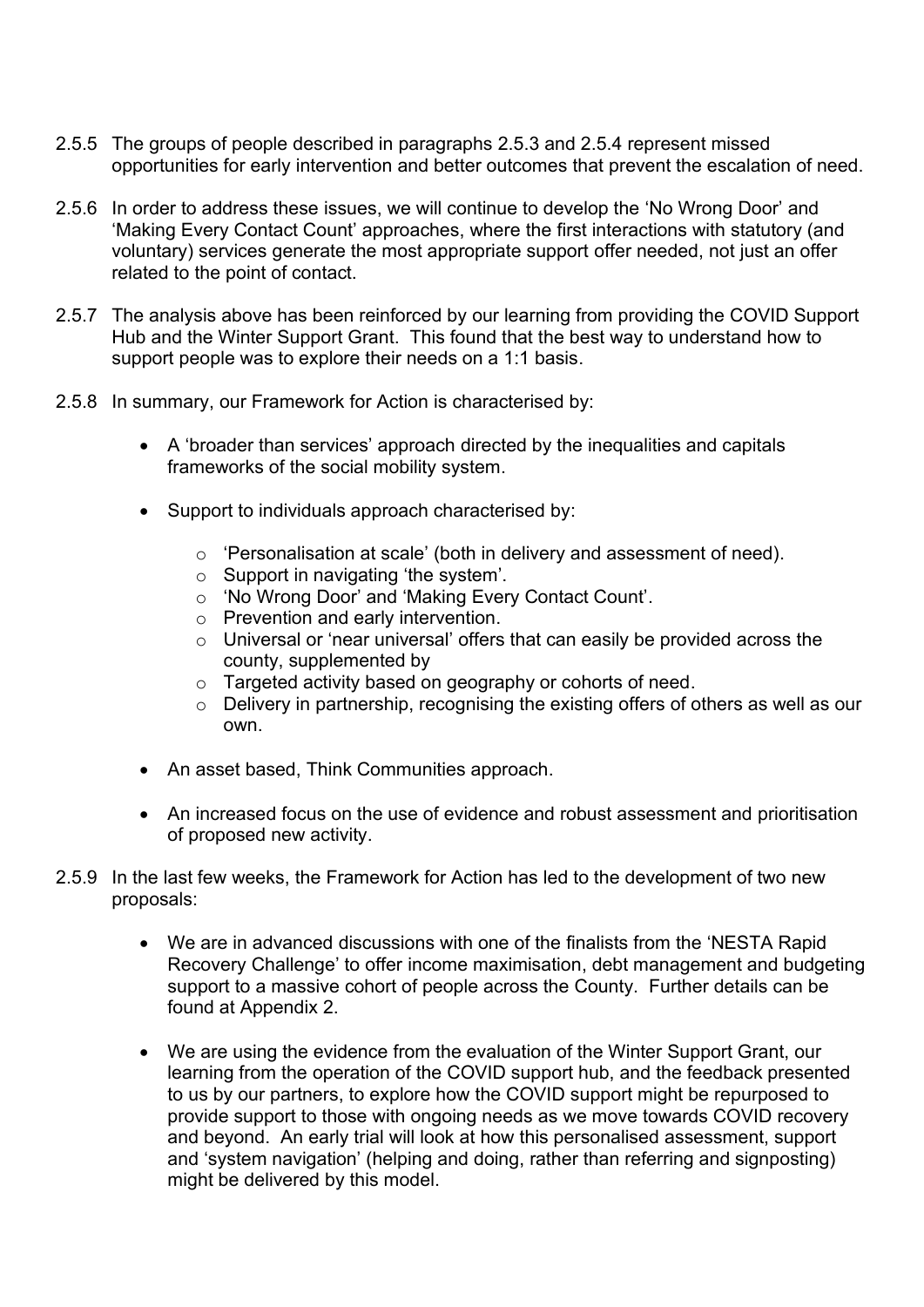2.5.5 The groups of people described in paragraphs 2.5.3 and 2.5.4 represent missed opportunities for early intervention and better outcomes that prevent the escalation of need.

2.5.6 In order to address these issues, we will continue to develop the 'No Wrong Door' and 'Making Every Contact Count' approaches, where the first interactions with statutory (and voluntary) services generate the most appropriate support offer needed, not just an offer related to the point of contact.

2.5.7 The analysis above has been reinforced by our learning from providing the COVID Support Hub and the Winter Support Grant. This found that the best way to understand how to support people was to explore their needs on a 1:1 basis.

2.5.8 In summary, our Framework for Action is characterised by:

- A 'broader than services' approach directed by the inequalities and capitals frameworks of the social mobility system.
- Support to individuals approach characterised by:
    - 'Personalisation at scale' (both in delivery and assessment of need).
    - Support in navigating 'the system'.
    - 'No Wrong Door' and 'Making Every Contact Count'.
    - Prevention and early intervention.
    - Universal or 'near universal' offers that can easily be provided across the county, supplemented by
    - Targeted activity based on geography or cohorts of need.
    - Delivery in partnership, recognising the existing offers of others as well as our own.
- An asset based, Think Communities approach.
- An increased focus on the use of evidence and robust assessment and prioritisation of proposed new activity.

2.5.9 In the last few weeks, the Framework for Action has led to the development of two new proposals:

- We are in advanced discussions with one of the finalists from the 'NESTA Rapid Recovery Challenge' to offer income maximisation, debt management and budgeting support to a massive cohort of people across the County. Further details can be found at Appendix 2.
- We are using the evidence from the evaluation of the Winter Support Grant, our learning from the operation of the COVID support hub, and the feedback presented to us by our partners, to explore how the COVID support might be repurposed to provide support to those with ongoing needs as we move towards COVID recovery and beyond. An early trial will look at how this personalised assessment, support and 'system navigation' (helping and doing, rather than referring and signposting) might be delivered by this model.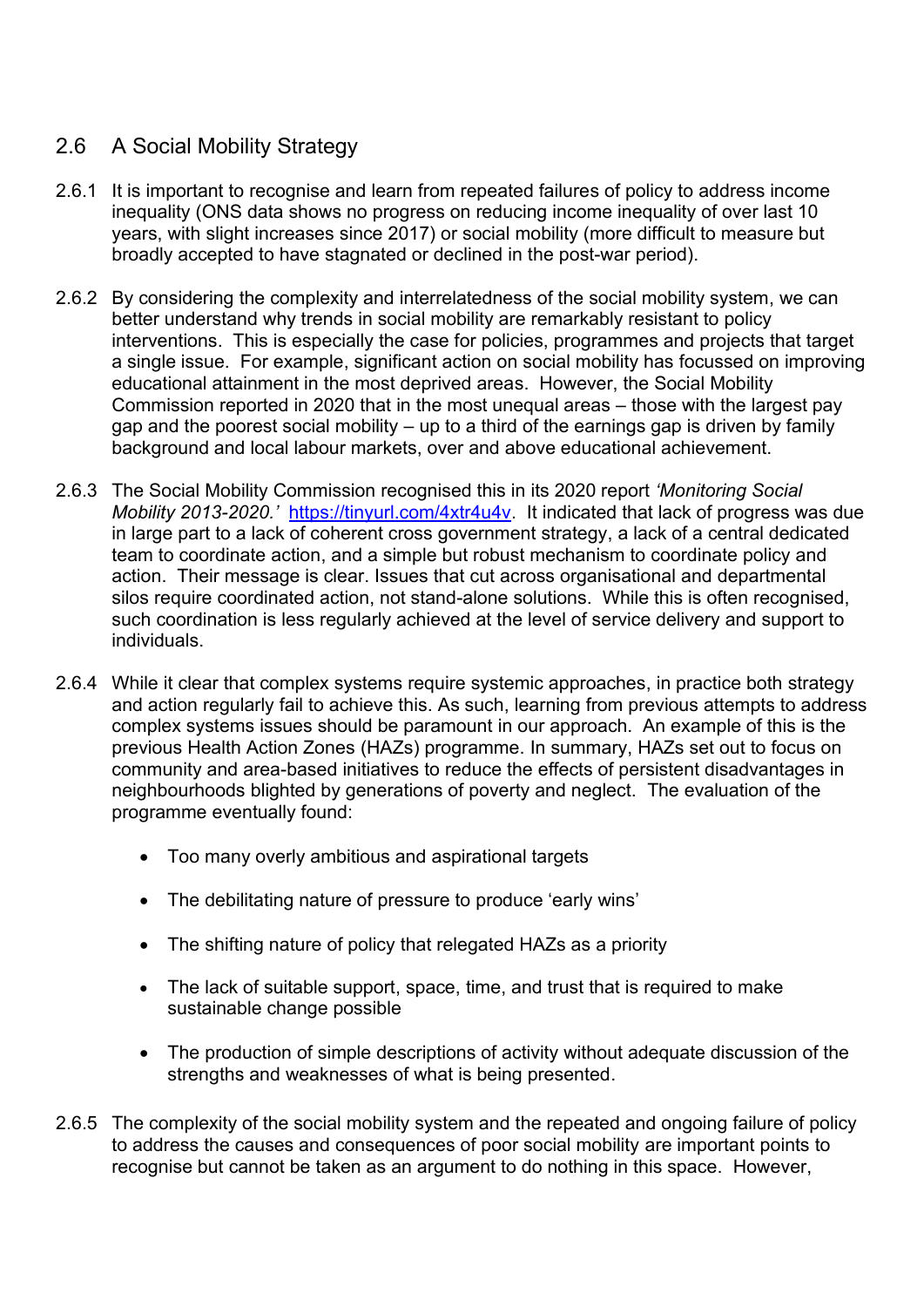## 2.6 A Social Mobility Strategy

2.6.1 It is important to recognise and learn from repeated failures of policy to address income inequality (ONS data shows no progress on reducing income inequality of over last 10 years, with slight increases since 2017) or social mobility (more difficult to measure but broadly accepted to have stagnated or declined in the post-war period).

2.6.2 By considering the complexity and interrelatedness of the social mobility system, we can better understand why trends in social mobility are remarkably resistant to policy interventions. This is especially the case for policies, programmes and projects that target a single issue. For example, significant action on social mobility has focussed on improving educational attainment in the most deprived areas. However, the Social Mobility Commission reported in 2020 that in the most unequal areas – those with the largest pay gap and the poorest social mobility – up to a third of the earnings gap is driven by family background and local labour markets, over and above educational achievement.

2.6.3 The Social Mobility Commission recognised this in its 2020 report *'Monitoring Social Mobility 2013-2020.'* [https://tinyurl.com/4xtr4u4v](https://tinyurl.com/4xtr4u4v). It indicated that lack of progress was due in large part to a lack of coherent cross government strategy, a lack of a central dedicated team to coordinate action, and a simple but robust mechanism to coordinate policy and action. Their message is clear. Issues that cut across organisational and departmental silos require coordinated action, not stand-alone solutions. While this is often recognised, such coordination is less regularly achieved at the level of service delivery and support to individuals.

2.6.4 While it clear that complex systems require systemic approaches, in practice both strategy and action regularly fail to achieve this. As such, learning from previous attempts to address complex systems issues should be paramount in our approach. An example of this is the previous Health Action Zones (HAZs) programme. In summary, HAZs set out to focus on community and area-based initiatives to reduce the effects of persistent disadvantages in neighbourhoods blighted by generations of poverty and neglect. The evaluation of the programme eventually found:

- Too many overly ambitious and aspirational targets
- The debilitating nature of pressure to produce 'early wins'
- The shifting nature of policy that relegated HAZs as a priority
- The lack of suitable support, space, time, and trust that is required to make sustainable change possible
- The production of simple descriptions of activity without adequate discussion of the strengths and weaknesses of what is being presented.

2.6.5 The complexity of the social mobility system and the repeated and ongoing failure of policy to address the causes and consequences of poor social mobility are important points to recognise but cannot be taken as an argument to do nothing in this space. However,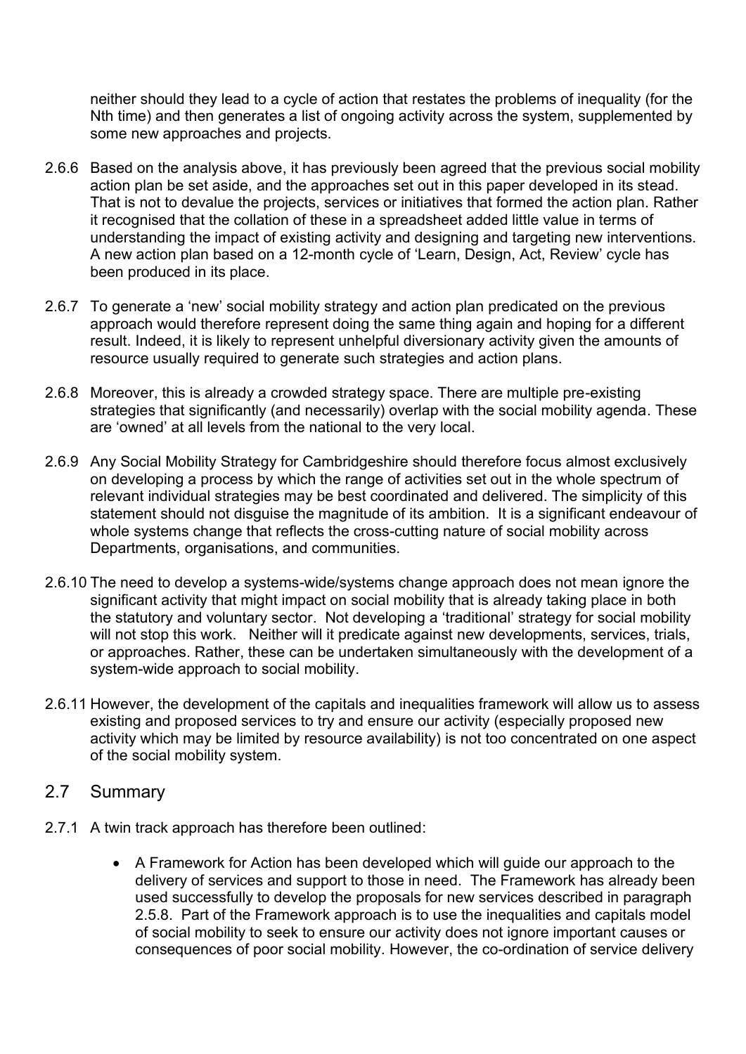neither should they lead to a cycle of action that restates the problems of inequality (for the Nth time) and then generates a list of ongoing activity across the system, supplemented by some new approaches and projects.

2.6.6 Based on the analysis above, it has previously been agreed that the previous social mobility action plan be set aside, and the approaches set out in this paper developed in its stead. That is not to devalue the projects, services or initiatives that formed the action plan. Rather it recognised that the collation of these in a spreadsheet added little value in terms of understanding the impact of existing activity and designing and targeting new interventions. A new action plan based on a 12-month cycle of 'Learn, Design, Act, Review' cycle has been produced in its place.

2.6.7 To generate a 'new' social mobility strategy and action plan predicated on the previous approach would therefore represent doing the same thing again and hoping for a different result. Indeed, it is likely to represent unhelpful diversionary activity given the amounts of resource usually required to generate such strategies and action plans.

2.6.8 Moreover, this is already a crowded strategy space. There are multiple pre-existing strategies that significantly (and necessarily) overlap with the social mobility agenda. These are 'owned' at all levels from the national to the very local.

2.6.9 Any Social Mobility Strategy for Cambridgeshire should therefore focus almost exclusively on developing a process by which the range of activities set out in the whole spectrum of relevant individual strategies may be best coordinated and delivered. The simplicity of this statement should not disguise the magnitude of its ambition. It is a significant endeavour of whole systems change that reflects the cross-cutting nature of social mobility across Departments, organisations, and communities.

2.6.10 The need to develop a systems-wide/systems change approach does not mean ignore the significant activity that might impact on social mobility that is already taking place in both the statutory and voluntary sector. Not developing a 'traditional' strategy for social mobility will not stop this work. Neither will it predicate against new developments, services, trials, or approaches. Rather, these can be undertaken simultaneously with the development of a system-wide approach to social mobility.

2.6.11 However, the development of the capitals and inequalities framework will allow us to assess existing and proposed services to try and ensure our activity (especially proposed new activity which may be limited by resource availability) is not too concentrated on one aspect of the social mobility system.

## 2.7 Summary

2.7.1 A twin track approach has therefore been outlined:

- A Framework for Action has been developed which will guide our approach to the delivery of services and support to those in need. The Framework has already been used successfully to develop the proposals for new services described in paragraph 2.5.8. Part of the Framework approach is to use the inequalities and capitals model of social mobility to seek to ensure our activity does not ignore important causes or consequences of poor social mobility. However, the co-ordination of service delivery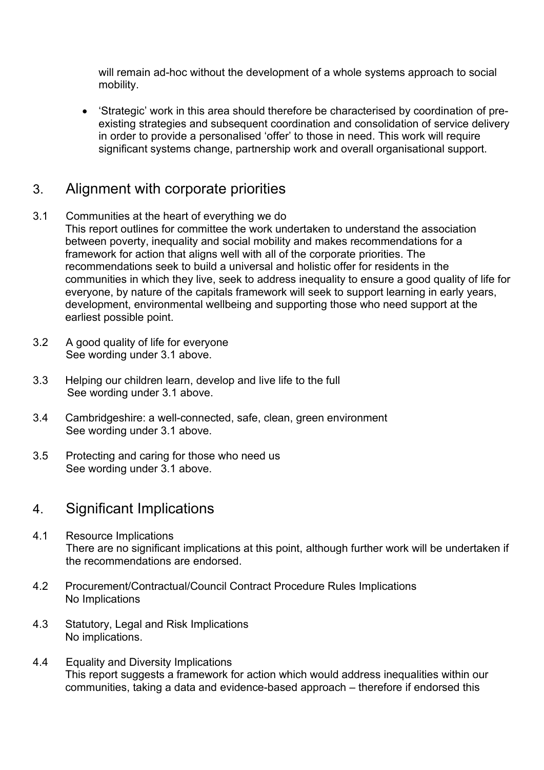will remain ad-hoc without the development of a whole systems approach to social mobility.

- 'Strategic' work in this area should therefore be characterised by coordination of pre-existing strategies and subsequent coordination and consolidation of service delivery in order to provide a personalised 'offer' to those in need. This work will require significant systems change, partnership work and overall organisational support.

## 3. Alignment with corporate priorities

3.1 Communities at the heart of everything we do
This report outlines for committee the work undertaken to understand the association between poverty, inequality and social mobility and makes recommendations for a framework for action that aligns well with all of the corporate priorities. The recommendations seek to build a universal and holistic offer for residents in the communities in which they live, seek to address inequality to ensure a good quality of life for everyone, by nature of the capitals framework will seek to support learning in early years, development, environmental wellbeing and supporting those who need support at the earliest possible point.

3.2 A good quality of life for everyone
See wording under 3.1 above.

3.3 Helping our children learn, develop and live life to the full
See wording under 3.1 above.

3.4 Cambridgeshire: a well-connected, safe, clean, green environment
See wording under 3.1 above.

3.5 Protecting and caring for those who need us
See wording under 3.1 above.

## 4. Significant Implications

4.1 Resource Implications
There are no significant implications at this point, although further work will be undertaken if the recommendations are endorsed.

4.2 Procurement/Contractual/Council Contract Procedure Rules Implications
No Implications

4.3 Statutory, Legal and Risk Implications
No implications.

4.4 Equality and Diversity Implications
This report suggests a framework for action which would address inequalities within our communities, taking a data and evidence-based approach – therefore if endorsed this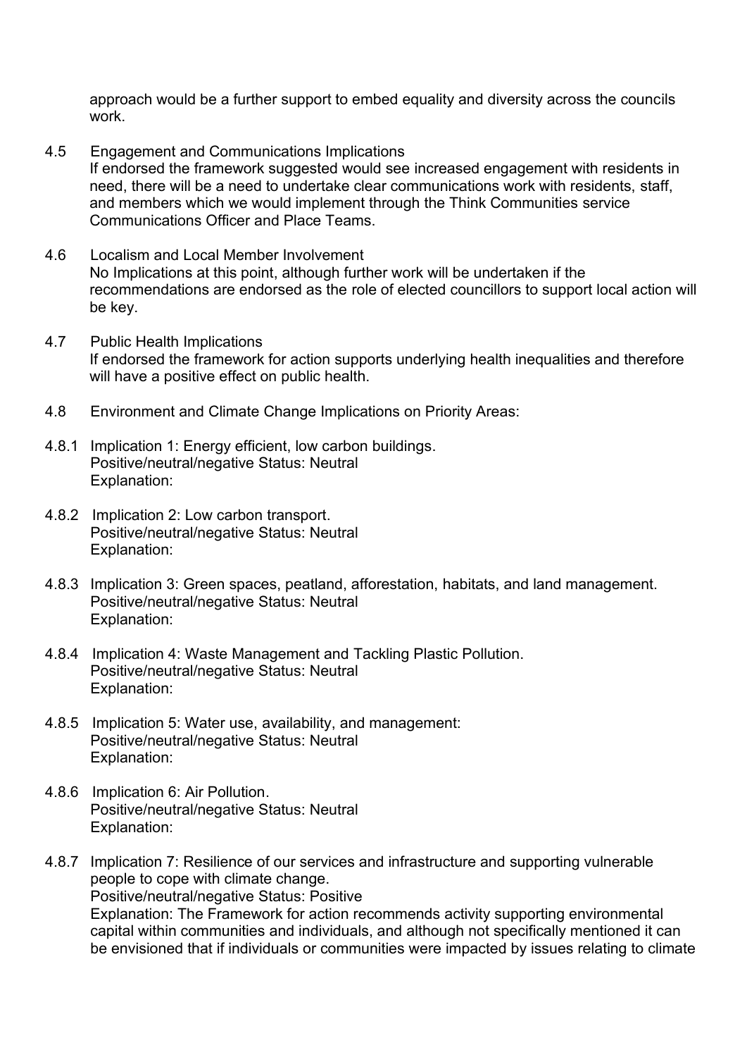approach would be a further support to embed equality and diversity across the councils work.

4.5 Engagement and Communications Implications
If endorsed the framework suggested would see increased engagement with residents in need, there will be a need to undertake clear communications work with residents, staff, and members which we would implement through the Think Communities service Communications Officer and Place Teams.

4.6 Localism and Local Member Involvement
No Implications at this point, although further work will be undertaken if the recommendations are endorsed as the role of elected councillors to support local action will be key.

4.7 Public Health Implications
If endorsed the framework for action supports underlying health inequalities and therefore will have a positive effect on public health.

4.8 Environment and Climate Change Implications on Priority Areas:

4.8.1 Implication 1: Energy efficient, low carbon buildings.
Positive/neutral/negative Status: Neutral
Explanation:

4.8.2 Implication 2: Low carbon transport.
Positive/neutral/negative Status: Neutral
Explanation:

4.8.3 Implication 3: Green spaces, peatland, afforestation, habitats, and land management.
Positive/neutral/negative Status: Neutral
Explanation:

4.8.4 Implication 4: Waste Management and Tackling Plastic Pollution.
Positive/neutral/negative Status: Neutral
Explanation:

4.8.5 Implication 5: Water use, availability, and management:
Positive/neutral/negative Status: Neutral
Explanation:

4.8.6 Implication 6: Air Pollution.
Positive/neutral/negative Status: Neutral
Explanation:

4.8.7 Implication 7: Resilience of our services and infrastructure and supporting vulnerable people to cope with climate change.
Positive/neutral/negative Status: Positive
Explanation: The Framework for action recommends activity supporting environmental capital within communities and individuals, and although not specifically mentioned it can be envisioned that if individuals or communities were impacted by issues relating to climate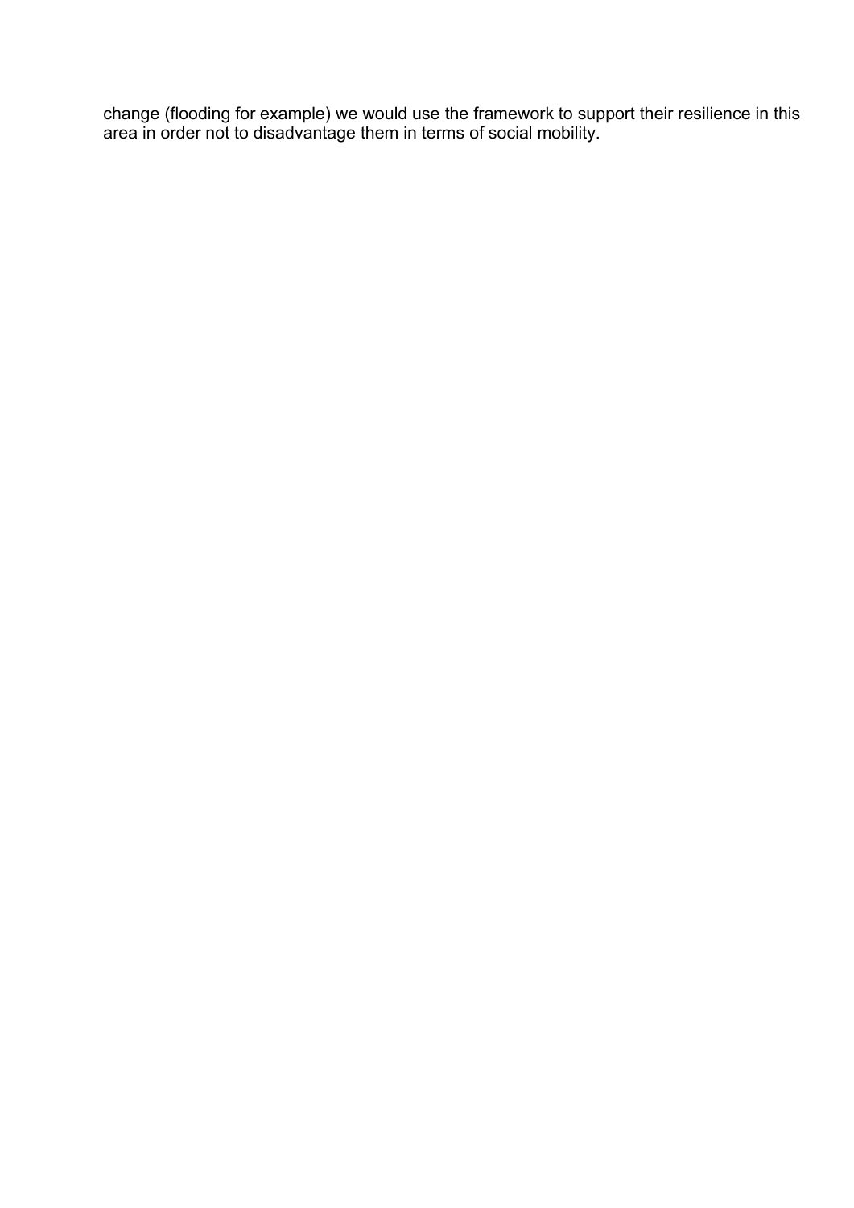change (flooding for example) we would use the framework to support their resilience in this area in order not to disadvantage them in terms of social mobility.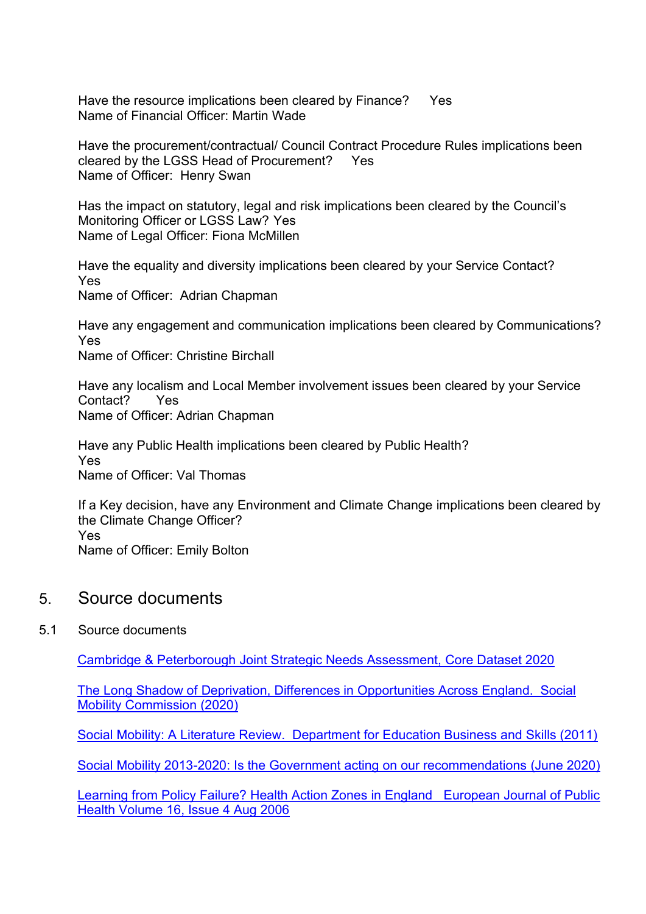Have the resource implications been cleared by Finance? Yes
Name of Financial Officer: Martin Wade

Have the procurement/contractual/ Council Contract Procedure Rules implications been cleared by the LGSS Head of Procurement? Yes
Name of Officer: Henry Swan

Has the impact on statutory, legal and risk implications been cleared by the Council's Monitoring Officer or LGSS Law? Yes
Name of Legal Officer: Fiona McMillen

Have the equality and diversity implications been cleared by your Service Contact?
Yes
Name of Officer: Adrian Chapman

Have any engagement and communication implications been cleared by Communications?
Yes
Name of Officer: Christine Birchall

Have any localism and Local Member involvement issues been cleared by your Service Contact? Yes
Name of Officer: Adrian Chapman

Have any Public Health implications been cleared by Public Health?
Yes
Name of Officer: Val Thomas

If a Key decision, have any Environment and Climate Change implications been cleared by the Climate Change Officer?
Yes
Name of Officer: Emily Bolton

## 5. Source documents

5.1 Source documents

Cambridge & Peterborough Joint Strategic Needs Assessment, Core Dataset 2020

The Long Shadow of Deprivation, Differences in Opportunities Across England. Social Mobility Commission (2020)

Social Mobility: A Literature Review. Department for Education Business and Skills (2011)

Social Mobility 2013-2020: Is the Government acting on our recommendations (June 2020)

Learning from Policy Failure? Health Action Zones in England European Journal of Public Health Volume 16, Issue 4 Aug 2006